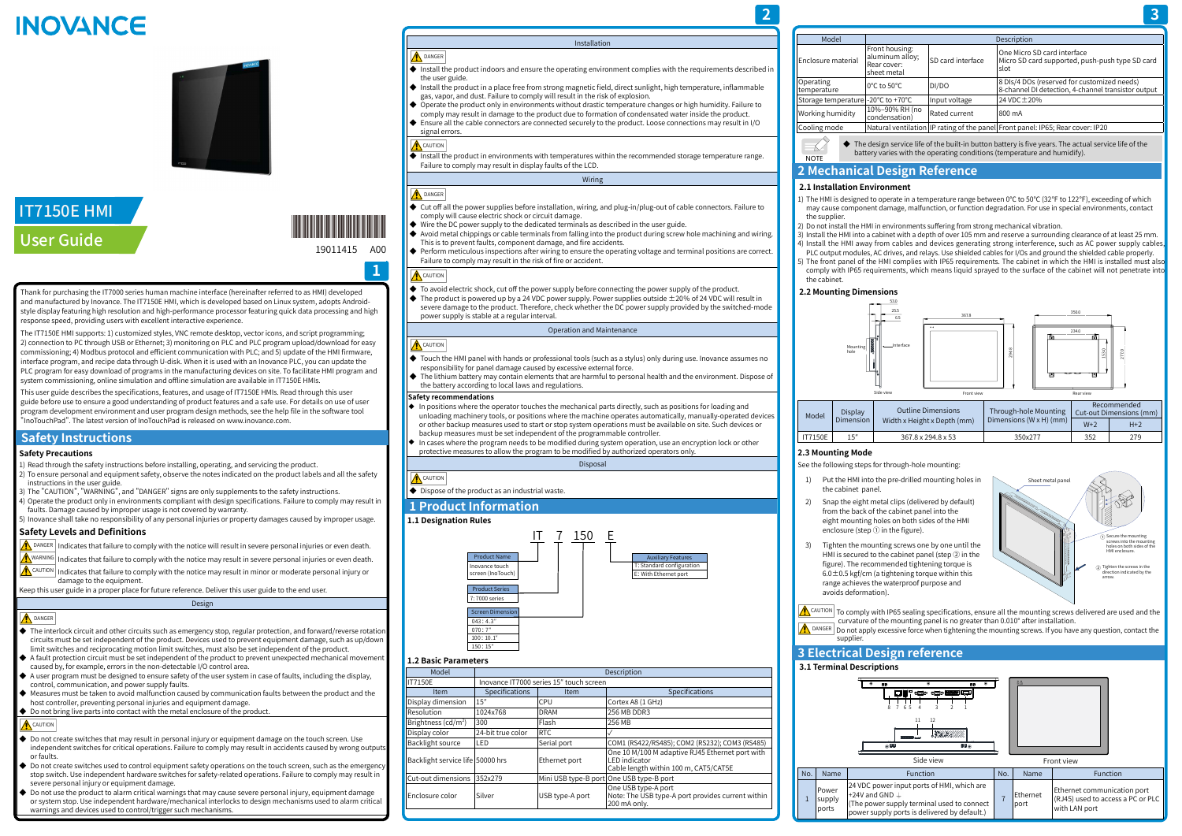# INOVANCE

## IT7150E HMI

## User Guide

19011415 A00

Thank for purchasing the IT7000 series human machine interface (hereinafter referred to as HMI) developed and manufactured by Inovance. The IT7150E HMI, which is developed based on Linux system, adopts Android-style display featuring high resolution and high-performance processor featuring quick data processing and high response speed, providing users with excellent interactive experience.

The IT7150E HMI supports: 1) customized styles, VNC remote desktop, vector icons, and script programming; 2) connection to PC through USB or Ethernet; 3) monitoring on PLC and PLC program upload/download for easy commissioning; 4) Modbus protocol and efficient communication with PLC; and 5) update of the HMI firmware, interface program, and recipe data through U-disk. When it is used with an Inovance PLC, you can update the PLC program for easy download of programs in the manufacturing devices on site. To facilitate HMI program and system commissioning, online simulation and offline simulation are available in IT7150E HMIs.

This user guide describes the specifications, features, and usage of IT7150E HMIs. Read through this user guide before use to ensure a good understanding of product features and a safe use. For details on use of user program development environment and user program design methods, see the help file in the software tool "InoTouchPad". The latest version of InoTouchPad is released on www.inovance.com.

## Safety Instructions

### Safety Precautions

1) Read through the safety instructions before installing, operating, and servicing the product.
2) To ensure personal and equipment safety, observe the notes indicated on the product labels and all the safety instructions in the user guide.
3) The "CAUTION", "WARNING", and "DANGER" signs are only supplements to the safety instructions.
4) Operate the product only in environments compliant with design specifications. Failure to comply may result in faults. Damage caused by improper usage is not covered by warranty.
5) Inovance shall take no responsibility of any personal injuries or property damages caused by improper usage.

### Safety Levels and Definitions

DANGER: Indicates that failure to comply with the notice will result in severe personal injuries or even death.

WARNING: Indicates that failure to comply with the notice may result in severe personal injuries or even death.

CAUTION: Indicates that failure to comply with the notice may result in minor or moderate personal injury or damage to the equipment.

Keep this user guide in a proper place for future reference. Deliver this user guide to the end user.

#### Design

DANGER

- The interlock circuit and other circuits such as emergency stop, regular protection, and forward/reverse rotation circuits must be set independent of the product. Devices used to prevent equipment damage, such as up/down limit switches and reciprocating motion limit switches, must be set independent of the product.
- A fault protection circuit must be set independent of the product to prevent unexpected mechanical movement caused by, for example, errors in the non-detectable I/O control area.
- A user program must be designed to ensure safety of the user system in case of faults, including the display, control, communication, and power supply faults.
- Measures must be taken to avoid malfunction caused by communication faults between the product and the host controller, preventing personal injuries and equipment damage.
- Do not bring live parts into contact with the metal enclosure of the product.

CAUTION

- Do not create switches that may result in personal injury or equipment damage on the touch screen. Use independent switches for critical operations. Failure to comply with this may cause faults caused by wrong outputs or faults.
- Do not create switches used to control equipment safety operations on the touch screen, such as the emergency stop switch. Use independent hardware switches for safety-related operations. Failure to comply may result in severe personal injury or equipment damage.
- Do not use the product to alarm critical warnings that may cause severe personal injury, equipment damage or system stop. Use independent hardware/mechanical interlocks to design mechanisms used to alarm critical warnings and devices used to control/trigger such mechanisms.

#### Installation

DANGER

- Install the product indoors and ensure the operating environment complies with the requirements described in the user guide.
- Install the product in a place free from strong magnetic field, direct sunlight, high temperature, inflammable gas, vapor, and dust. Failure to comply with it will result in the risk of explosion.
- Operate the product only in environments without drastic temperature changes or high humidity. Failure to comply may result in damage to the product due to formation of condensated water inside the product.
- Ensure all the cable connectors are connected securely to the product. Loose connections may result in I/O signal errors.

CAUTION

- Install the product in environments with temperatures within the recommended storage temperature range. Failure to comply may result in display faults of the LCD.

#### Wiring

DANGER

- Cut off all the power supplies before installation, wiring, and plug-in/plug-out of cables. Failure to comply will cause electric shock or circuit damage.
- Wire the DC power supply to the dedicated terminals as described in the user guide.
- Avoid metal chippings or cable terminals from falling into the product during screw hole machining and wiring. This is to prevent faults, component damage, and fire accidents.
- Perform meticulous inspections after wiring to ensure the operating voltage and terminal positions are correct. Failure to comply may result in the risk of fire or accident.

CAUTION

- To avoid electric shock, cut off the power supply before connecting the power supply of the product.
- The product is powered up by a 24 VDC power supply. Power supplies outside ±20% of 24 VDC will result in severe damage to the product. Therefore, check whether the DC power supply provided by the switched-mode power supply is stable at a regular interval.

#### Operation and Maintenance

CAUTION

- Touch the HMI panel with hands or professional tools (such as a stylus) only during use. Inovance assumes no responsibility for panel damage caused by excessive external force.
- The lithium battery may contain elements that are harmful to personal health and the environment. Dispose of the battery according to local laws and regulations.

**Safety recommendations**

- In positions where the operator touches the mechanical parts directly, such as positions for loading and unloading machinery tools, or positions where the machine operates automatically, manually-operated devices or other backup measures used to start or stop system operations must be available on site. Such devices or backup measures must be set independent of the programmable controller.
- In cases where the program needs to be modified during system operation, use an encryption lock or other protective measures to allow the program to be modified by authorized operators only.

#### Disposal

CAUTION

- Dispose of the product as an industrial waste.

## 1 Product Information

### 1.1 Designation Rules

IT 7 150 E

- Product Name: Inovance touch screen (InoTouch)
- Product Series: 7: 7000 series
- Screen Dimension: 043: 4.3"; 070: 7"; 100: 10.1"; 150: 15"
- Auxiliary Features: T: Standard configuration; E: With Ethernet port

### 1.2 Basic Parameters

| Model | Description | | |
|---|---|---|---|
| IT7150E | Inovance IT7000 series 15" touch screen | | |
| Item | Specifications | Item | Specifications |
| Display dimension | 15" | CPU | Cortex A8 (1 GHz) |
| Resolution | 1024x768 | DRAM | 256 MB DDR3 |
| Brightness (cd/m²) | 300 | Flash | 256 MB |
| Display color | 24-bit true color | RTC | √ |
| Backlight source | LED | Serial port | COM1 (RS422/RS485); COM2 (RS232); COM3 (RS485) |
| Backlight service life | 50000 hrs | Ethernet port | One 10 M/100 M adaptive RJ45 Ethernet port with LED indicator<br>Cable length within 100 m, CAT5/CAT5E |
| Cut-out dimensions | 352x279 | Mini USB type-B port | One USB type-B port |
| Enclosure color | Silver | USB type-A port | One USB type-A port<br>Note: The USB type-A port provides current within 200 mA only. |
| Enclosure material | Front housing: aluminum alloy; Rear cover: sheet metal | SD card interface | One Micro SD card interface<br>Micro SD card supported, push-push type SD card slot |
| Operating temperature | 0°C to 50°C | DI/DO | 8 DIs/4 DOs (reserved for customized needs)<br>8-channel DI detection, 4-channel transistor output |
| Storage temperature | -20°C to +70°C | Input voltage | 24 VDC±20% |
| Working humidity | 10%–90% RH (no condensation) | Rated current | 800 mA |
| Cooling mode | Natural ventilation | IP rating of the panel | Front panel: IP65; Rear cover: IP20 |

NOTE: The design service life of the built-in button battery is five years. The actual service life of the battery varies with the operating conditions (temperature and humidify).

## 2 Mechanical Design Reference

### 2.1 Installation Environment

1) The HMI is designed to operate in a temperature range between 0°C to 50°C (32°F to 122°F), exceeding of which may cause component damage, malfunction, or function degradation. For use in special environments, contact the supplier.
2) Do not install the HMI in environments suffering from strong mechanical vibration.
3) Install the HMI into a cabinet with a depth of over 105 mm and reserve a surrounding clearance of at least 25 mm.
4) Install the HMI away from cables and devices generating strong interference, such as AC power supply cables, PLC output modules, AC drives, and relays. Use shielded cables for I/Os and ground the shielded cable properly.
5) The front panel of the HMI complies with IP65 requirements. The cabinet in which the HMI is installed must also comply with IP65 requirements, which means liquid sprayed to the surface of the cabinet will not penetrate into the cabinet.

### 2.2 Mounting Dimensions

| Model | Display Dimension | Outline Dimensions Width x Height x Depth (mm) | Through-hole Mounting Dimensions (W x H) (mm) | Recommended Cut-out Dimensions (mm) | |
|---|---|---|---|---|---|
| | | | | W+2 | H+2 |
| IT7150E | 15" | 367.8 x 294.8 x 53 | 350x277 | 352 | 279 |

### 2.3 Mounting Mode

See the following steps for through-hole mounting:

1) Put the HMI into the pre-drilled mounting holes in the cabinet panel.
2) Snap the eight metal clips (delivered by default) from the back of the cabinet panel into the eight mounting holes on both sides of the HMI enclosure (step ① in the figure).
3) Tighten the mounting screws one by one until the HMI is secured to the cabinet panel (step ② in the figure). The recommended tightening torque is 6.0±0.5 kgf/cm (a tightening torque within this range achieves the waterproof purpose and avoids deformation).

① Secure the mounting screws into the mounting holes on both sides of the HMI enclosure.
② Tighten the screws in the direction indicated by the arrow.

CAUTION: To comply with IP65 sealing specifications, ensure all the mounting screws delivered are used and the curvature of the mounting panel is no greater than 0.010" after installation.

DANGER: Do not apply excessive force when tightening the mounting screws. If you have any question, contact the supplier.

## 3 Electrical Design reference

### 3.1 Terminal Descriptions

Side view | Front view

| No. | Name | Function | No. | Name | Function |
|---|---|---|---|---|---|
| 1 | Power supply ports | 24 VDC power input ports of HMI, which are +24V and GND ⏚<br>(The power supply terminal used to connect power supply ports is delivered by default.) | 7 | Ethernet port | Ethernet communication port (RJ45) used to access a PC or PLC with LAN port |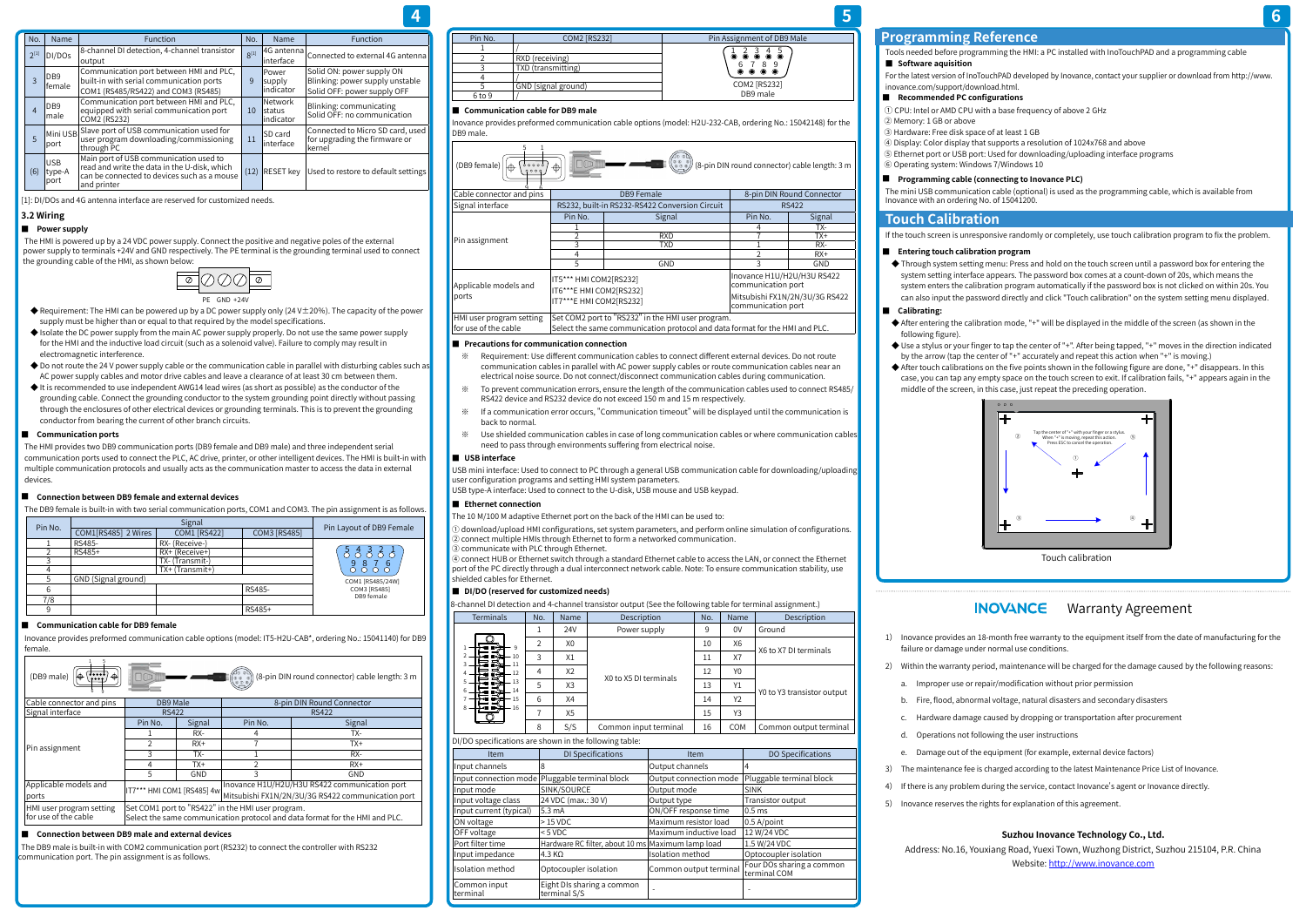| No. | Name | Function | No. | Name | Function |
|---|---|---|---|---|---|
| 2[1] | DI/DOs | 8-channel DI detection, 4-channel transistor output | 8[1] | 4G antenna interface | Connected to external 4G antenna |
| 3 | DB9 female | Communication port between HMI and PLC, built-in with serial communication ports COM1 (RS485/RS422) and COM3 (RS485) | 9 | Power supply indicator | Solid ON: power supply ON<br>Blinking: power supply unstable<br>Solid OFF: power supply OFF |
| 4 | DB9 male | Communication port between HMI and PLC, equipped with serial communication port COM2 (RS232) | 10 | Network status indicator | Blinking: communicating<br>Solid OFF: no communication |
| 5 | Mini USB port | Slave port of USB communication used for user program downloading/commissioning through PC | 11 | SD card interface | Connected to Micro SD card, used for upgrading the firmware or kernel |
| (6) | USB type-A port | Main port of USB communication used to read and write the data in the U-disk, which can be connected to devices such as a mouse and printer | (12) | RESET key | Used to restore to default settings |

[1]: DI/DOs and 4G antenna interface are reserved for customized needs.

## 3.2 Wiring

### ■ Power supply

The HMI is powered up by a 24 VDC power supply. Connect the positive and negative poles of the external power supply to terminals +24V and GND respectively. The PE terminal is the grounding terminal used to connect the grounding cable of the HMI, as shown below:

PE GND +24V

- ◆ Requirement: The HMI can be powered up by a DC power supply only (24 V±20%). The capacity of the power supply must be higher than or equal to that required by the model specifications.
- ◆ Isolate the DC power supply from the main AC power supply properly. Do not use the same power supply for the HMI and the inductive load circuit (such as a solenoid valve). Failure to comply may result in electromagnetic interference.
- ◆ Do not route the 24 V power supply cable or the communication cable in parallel with disturbing cables such as AC power supply cables and motor drive cables and leave a clearance of at least 30 cm between them.
- ◆ It is recommended to use independent AWG14 lead wires (as short as possible) as the conductor of the grounding cable. Connect the grounding conductor to the system grounding point directly without passing through the enclosures of other electrical devices or grounding terminals. This is to prevent the grounding conductor from bearing the current of other branch circuits.

### ■ Communication ports

The HMI provides two DB9 communication ports (DB9 female and DB9 male) and three independent serial communication ports used to connect the PLC, AC drive, printer, or other intelligent devices. The HMI is built-in with multiple communication protocols and usually acts as the communication master to access the data in external devices.

### ■ Connection between DB9 female and external devices

The DB9 female is built-in with two serial communication ports, COM1 and COM3. The pin assignment is as follows.

| Pin No. | Signal | | | Pin Layout of DB9 Female |
|---|---|---|---|---|
| | COM1[RS485] 2 Wires | COM1 [RS422] | COM3 [RS485] | |
| 1 | RS485- | RX- (Receive-) | | 5 4 3 2 1 / 9 8 7 6<br>COM1 [RS485/24W]<br>COM3 [RS485]<br>DB9 female |
| 2 | RS485+ | RX+ (Receive+) | | |
| 3 | | TX- (Transmit-) | | |
| 4 | | TX+ (Transmit+) | | |
| 5 | GND (Signal ground) | | | |
| 6 | | | RS485- | |
| 7/8 | | | | |
| 9 | | | RS485+ | |

### ■ Communication cable for DB9 female

Inovance provides preformed communication cable options (model: IT5-H2U-CAB*, ordering No.: 15041140) for DB9 female.

(DB9 male) (8-pin DIN round connector) cable length: 3 m

| Cable connector and pins | DB9 Male | | 8-pin DIN Round Connector | |
|---|---|---|---|---|
| Signal interface | RS422 | | RS422 | |
| Pin assignment | Pin No. | Signal | Pin No. | Signal |
| | 1 | RX- | 4 | TX- |
| | 2 | RX+ | 7 | TX+ |
| | 3 | TX- | 1 | RX- |
| | 4 | TX+ | 2 | RX+ |
| | 5 | GND | 3 | GND |
| Applicable models and ports | IT7*** HMI COM1 [RS485] 4w | | Inovance H1U/H2U/H3U RS422 communication port<br>Mitsubishi FX1N/2N/3U/3G RS422 communication port | |
| HMI user program setting for use of the cable | Set COM1 port to "RS422" in the HMI user program.<br>Select the same communication protocol and data format for the HMI and PLC. | | | |

### ■ Connection between DB9 male and external devices

The DB9 male is built-in with COM2 communication port (RS232) to connect the controller with RS232 communication port. The pin assignment is as follows.

| Pin No. | COM2 [RS232] | Pin Assignment of DB9 Male |
|---|---|---|
| 1 | / | 1 2 3 4 5 / 6 7 8 9<br>COM2 [RS232]<br>DB9 male |
| 2 | RXD (receiving) | |
| 3 | TXD (transmitting) | |
| 4 | / | |
| 5 | GND (signal ground) | |
| 6 to 9 | / | |

### ■ Communication cable for DB9 male

Inovance provides preformed communication cable options (model: H2U-232-CAB, ordering No.: 15042148) for the DB9 male.

(DB9 female) (8-pin DIN round connector) cable length: 3 m

| Cable connector and pins | DB9 Female | | 8-pin DIN Round Connector | |
|---|---|---|---|---|
| Signal interface | RS232, built-in RS232-RS422 Conversion Circuit | | RS422 | |
| Pin assignment | Pin No. | Signal | Pin No. | Signal |
| | 1 | | 4 | TX- |
| | 2 | RXD | 7 | TX+ |
| | 3 | TXD | 1 | RX- |
| | 4 | | 2 | RX+ |
| | 5 | GND | 3 | GND |
| Applicable models and ports | IT5*** HMI COM2[RS232]<br>IT6***E HMI COM2[RS232]<br>IT7***E HMI COM2[RS232] | | Inovance H1U/H2U/H3U RS422 communication port<br>Mitsubishi FX1N/2N/3U/3G RS422 communication port | |
| HMI user program setting for use of the cable | Set COM2 port to "RS232" in the HMI user program.<br>Select the same communication protocol and data format for the HMI and PLC. | | | |

### ■ Precautions for communication connection

- ※ Requirement: Use different communication cables to connect different external devices. Do not route communication cables in parallel with AC power supply cables or route communication cables near an electrical noise source. Do not connect/disconnect communication cables during communication.
- ※ To prevent communication errors, ensure the length of the communication cables used to connect RS485/RS422 device and RS232 device do not exceed 150 m and 15 m respectively.
- ※ If a communication error occurs, "Communication timeout" will be displayed until the communication is back to normal.
- ※ Use shielded communication cables in case of long communication cables or where communication cables need to pass through environments suffering from electrical noise.

### ■ USB interface

USB mini interface: Used to connect to PC through a general USB communication cable for downloading/uploading user configuration programs and setting HMI system parameters.
USB type-A interface: Used to connect to the U-disk, USB mouse and USB keypad.

### ■ Ethernet connection

The 10 M/100 M adaptive Ethernet port on the back of the HMI can be used to:

① download/upload HMI configurations, set system parameters, and perform online simulation of configurations.
② connect multiple HMIs through Ethernet to form a networked communication.
③ communicate with PLC through Ethernet.
④ connect HUB or Ethernet switch through a standard Ethernet cable to access the LAN, or connect the Ethernet port of the PC directly through a dual interconnect network cable. Note: To ensure communication stability, use shielded cables for Ethernet.

### ■ DI/DO (reserved for customized needs)

8-channel DI detection and 4-channel transistor output (See the following table for terminal assignment.)

| Terminals | No. | Name | Description | No. | Name | Description |
|---|---|---|---|---|---|---|
| | 1 | 24V | Power supply | 9 | 0V | Ground |
| | 2 | X0 | X0 to X5 DI terminals | 10 | X6 | X6 to X7 DI terminals |
| | 3 | X1 | | 11 | X7 | |
| | 4 | X2 | | 12 | Y0 | Y0 to Y3 transistor output |
| | 5 | X3 | | 13 | Y1 | |
| | 6 | X4 | | 14 | Y2 | |
| | 7 | X5 | | 15 | Y3 | |
| | 8 | S/S | Common input terminal | 16 | COM | Common output terminal |

DI/DO specifications are shown in the following table:

| Item | DI Specifications | Item | DO Specifications |
|---|---|---|---|
| Input channels | 8 | Output channels | 4 |
| Input connection mode | Pluggable terminal block | Output connection mode | Pluggable terminal block |
| Input mode | SINK/SOURCE | Output mode | SINK |
| Input voltage class | 24 VDC (max.: 30 V) | Output type | Transistor output |
| Input current (typical) | 5.3 mA | ON/OFF response time | 0.5 ms |
| ON voltage | > 15 VDC | Maximum resistor load | 0.5 A/point |
| OFF voltage | < 5 VDC | Maximum inductive load | 12 W/24 VDC |
| Port filter time | Hardware RC filter, about 10 ms | Maximum lamp load | 1.5 W/24 VDC |
| Input impedance | 4.3 KΩ | Isolation method | Optocoupler isolation |
| Isolation method | Optocoupler isolation | Common output terminal | Four DOs sharing a common terminal COM |
| Common input terminal | Eight DIs sharing a common terminal S/S | - | - |

## Programming Reference

Tools needed before programming the HMI: a PC installed with InoTouchPAD and a programming cable

### ■ Software aquisition

For the latest version of InoTouchPAD developed by Inovance, contact your supplier or download from http://www.inovance.com/support/download.html.

### ■ Recommended PC configurations

① CPU: Intel or AMD CPU with a base frequency of above 2 GHz
② Memory: 1 GB or above
③ Hardware: Free disk space of at least 1 GB
④ Display: Color display that supports a resolution of 1024x768 and above
⑤ Ethernet port or USB port: Used for downloading/uploading interface programs
⑥ Operating system: Windows 7/Windows 10

### ■ Programming cable (connecting to Inovance PLC)

The mini USB communication cable (optional) is used as the programming cable, which is available from Inovance with an ordering No. of 15041200.

## Touch Calibration

If the touch screen is unresponsive randomly or completely, use touch calibration program to fix the problem.

### ■ Entering touch calibration program

- ◆ Through system setting menu: Press and hold on the touch screen until a password box for entering the system setting interface appears. The password box comes at a count-down of 20s, which means the system enters the calibration program automatically if the password box is not clicked on within 20s. You can also input the password directly and click "Touch calibration" on the system setting menu displayed.

### ■ Calibrating:

- ◆ After entering the calibration mode, "+" will be displayed in the middle of the screen (as shown in the following figure).
- ◆ Use a stylus or your finger to tap the center of "+". After being tapped, "+" moves in the direction indicated by the arrow (tap the center of "+" accurately and repeat this action when "+" is moving.)
- ◆ After touch calibrations on the five points shown in the following figure are done, "+" disappears. In this case, you can tap any empty space on the touch screen to exit. If calibration fails, "+" appears again in the middle of the screen, in this case, just repeat the preceding operation.

Tap the center of "+" with your finger or a stylus. When "+" is moving, repeat this action. Press ESC to cancel the operation.

Touch calibration

## INOVANCE Warranty Agreement

1) Inovance provides an 18-month free warranty to the equipment itself from the date of manufacturing for the failure or damage under normal use conditions.
2) Within the warranty period, maintenance will be charged for the damage caused by the following reasons:
   a. Improper use or repair/modification without prior permission
   b. Fire, flood, abnormal voltage, natural disasters and secondary disasters
   c. Hardware damage caused by dropping or transportation after procurement
   d. Operations not following the user instructions
   e. Damage out of the equipment (for example, external device factors)
3) The maintenance fee is charged according to the latest Maintenance Price List of Inovance.
4) If there is any problem during the service, contact Inovance's agent or Inovance directly.
5) Inovance reserves the rights for explanation of this agreement.

**Suzhou Inovance Technology Co., Ltd.**

Address: No.16, Youxiang Road, Yuexi Town, Wuzhong District, Suzhou 215104, P.R. China
Website: http://www.inovance.com